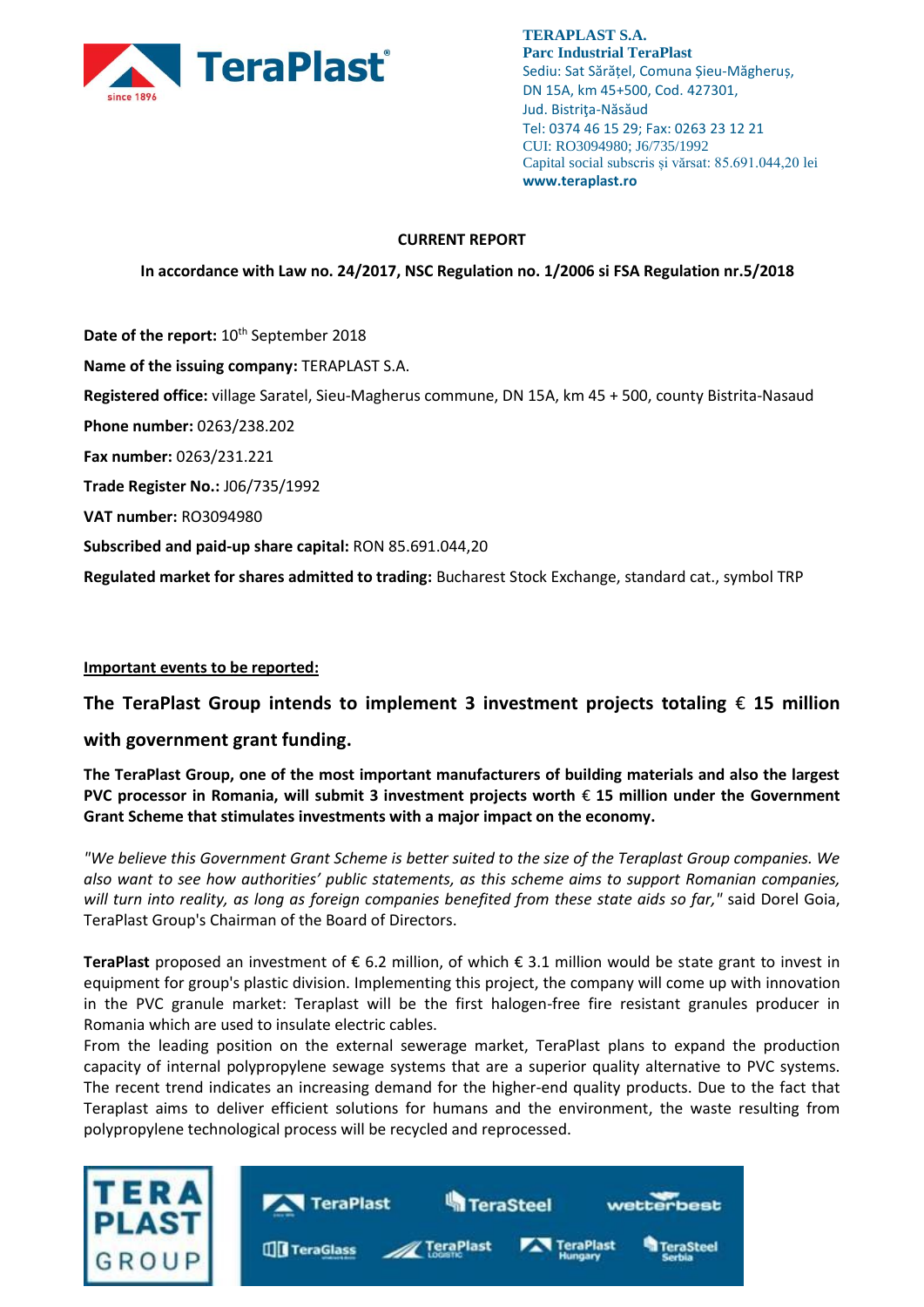**TERAPLAST S.A.**
**Parc Industrial TeraPlast**
Sediu: Sat Sărățel, Comuna Șieu-Măgheruș,
DN 15A, km 45+500, Cod. 427301,
Jud. Bistrița-Năsăud
Tel: 0374 46 15 29; Fax: 0263 23 12 21
CUI: RO3094980; J6/735/1992
Capital social subscris și vărsat: 85.691.044,20 lei
**www.teraplast.ro**

**CURRENT REPORT**

**In accordance with Law no. 24/2017, NSC Regulation no. 1/2006 si FSA Regulation nr.5/2018**

**Date of the report:** 10th September 2018

**Name of the issuing company:** TERAPLAST S.A.

**Registered office:** village Saratel, Sieu-Magherus commune, DN 15A, km 45 + 500, county Bistrita-Nasaud

**Phone number:** 0263/238.202

**Fax number:** 0263/231.221

**Trade Register No.:** J06/735/1992

**VAT number:** RO3094980

**Subscribed and paid-up share capital:** RON 85.691.044,20

**Regulated market for shares admitted to trading:** Bucharest Stock Exchange, standard cat., symbol TRP

**Important events to be reported:**

## The TeraPlast Group intends to implement 3 investment projects totaling € 15 million with government grant funding.

**The TeraPlast Group, one of the most important manufacturers of building materials and also the largest PVC processor in Romania, will submit 3 investment projects worth € 15 million under the Government Grant Scheme that stimulates investments with a major impact on the economy.**

*"We believe this Government Grant Scheme is better suited to the size of the Teraplast Group companies. We also want to see how authorities' public statements, as this scheme aims to support Romanian companies, will turn into reality, as long as foreign companies benefited from these state aids so far,"* said Dorel Goia, TeraPlast Group's Chairman of the Board of Directors.

**TeraPlast** proposed an investment of € 6.2 million, of which € 3.1 million would be state grant to invest in equipment for group's plastic division. Implementing this project, the company will come up with innovation in the PVC granule market: Teraplast will be the first halogen-free fire resistant granules producer in Romania which are used to insulate electric cables.
From the leading position on the external sewerage market, TeraPlast plans to expand the production capacity of internal polypropylene sewage systems that are a superior quality alternative to PVC systems. The recent trend indicates an increasing demand for the higher-end quality products. Due to the fact that Teraplast aims to deliver efficient solutions for humans and the environment, the waste resulting from polypropylene technological process will be recycled and reprocessed.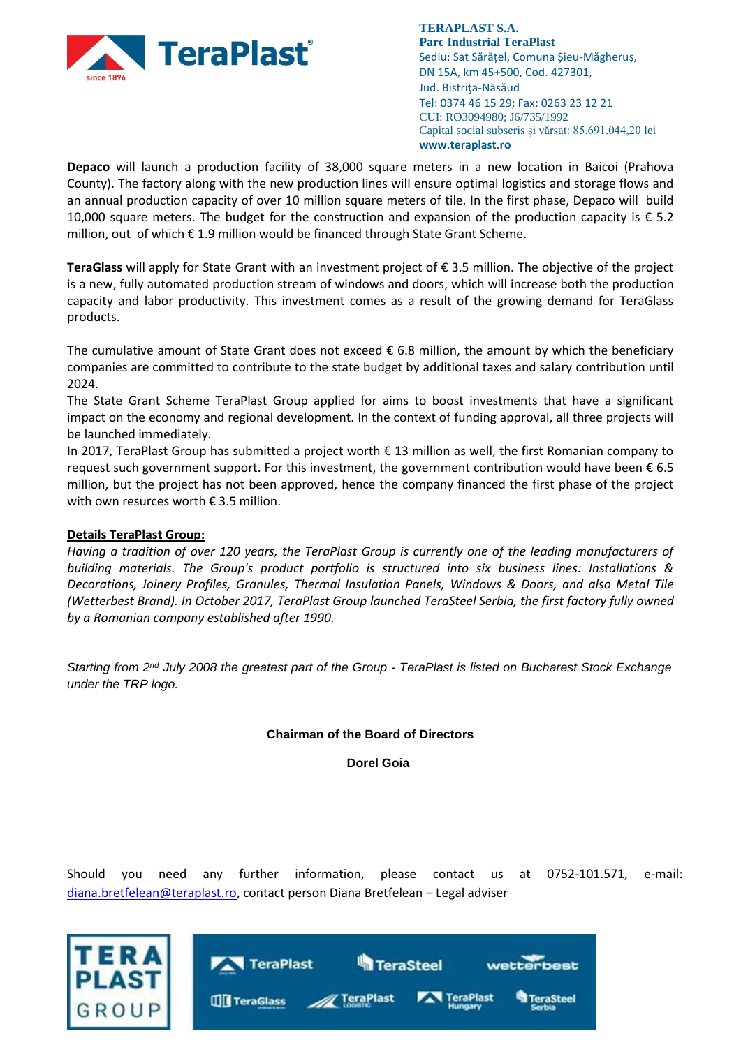TERAPLAST S.A.
Parc Industrial TeraPlast
Sediu: Sat Sărățel, Comuna Șieu-Măgheruș,
DN 15A, km 45+500, Cod. 427301,
Jud. Bistrița-Năsăud
Tel: 0374 46 15 29; Fax: 0263 23 12 21
CUI: RO3094980; J6/735/1992
Capital social subscris și vărsat: 85.691.044,20 lei
**www.teraplast.ro**

**Depaco** will launch a production facility of 38,000 square meters in a new location in Baicoi (Prahova County). The factory along with the new production lines will ensure optimal logistics and storage flows and an annual production capacity of over 10 million square meters of tile. In the first phase, Depaco will build 10,000 square meters. The budget for the construction and expansion of the production capacity is € 5.2 million, out of which € 1.9 million would be financed through State Grant Scheme.

**TeraGlass** will apply for State Grant with an investment project of € 3.5 million. The objective of the project is a new, fully automated production stream of windows and doors, which will increase both the production capacity and labor productivity. This investment comes as a result of the growing demand for TeraGlass products.

The cumulative amount of State Grant does not exceed € 6.8 million, the amount by which the beneficiary companies are committed to contribute to the state budget by additional taxes and salary contribution until 2024.
The State Grant Scheme TeraPlast Group applied for aims to boost investments that have a significant impact on the economy and regional development. In the context of funding approval, all three projects will be launched immediately.
In 2017, TeraPlast Group has submitted a project worth € 13 million as well, the first Romanian company to request such government support. For this investment, the government contribution would have been € 6.5 million, but the project has not been approved, hence the company financed the first phase of the project with own resurces worth € 3.5 million.

**Details TeraPlast Group:**
*Having a tradition of over 120 years, the TeraPlast Group is currently one of the leading manufacturers of building materials. The Group's product portfolio is structured into six business lines: Installations & Decorations, Joinery Profiles, Granules, Thermal Insulation Panels, Windows & Doors, and also Metal Tile (Wetterbest Brand). In October 2017, TeraPlast Group launched TeraSteel Serbia, the first factory fully owned by a Romanian company established after 1990.*

*Starting from 2nd July 2008 the greatest part of the Group - TeraPlast is listed on Bucharest Stock Exchange under the TRP logo.*

**Chairman of the Board of Directors**

**Dorel Goia**

Should you need any further information, please contact us at 0752-101.571, e-mail: diana.bretfelean@teraplast.ro, contact person Diana Bretfelean – Legal adviser